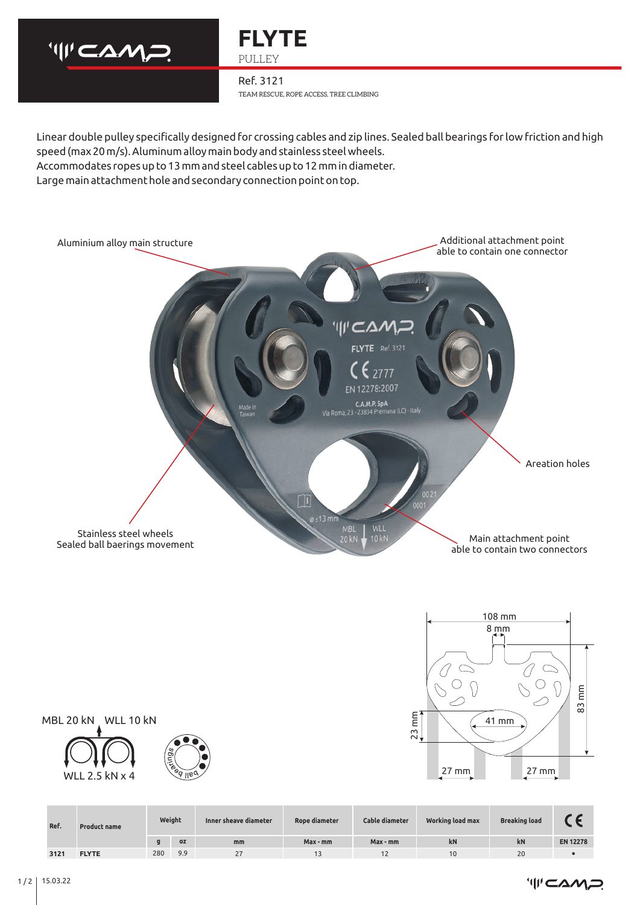# FLYTE

PULLEY

Ref. 3121

TEAM RESCUE, ROPE ACCESS, TREE CLIMBING

Linear double pulley specifically designed for crossing cables and zip lines. Sealed ball bearings for low friction and high speed (max 20 m/s). Aluminum alloy main body and stainless steel wheels.
Accommodates ropes up to 13 mm and steel cables up to 12 mm in diameter.
Large main attachment hole and secondary connection point on top.

Aluminium alloy main structure

Additional attachment point able to contain one connector

Areation holes

Stainless steel wheels
Sealed ball baerings movement

Main attachment point able to contain two connectors

MBL 20 kN WLL 10 kN

WLL 2.5 kN x 4

108 mm, 8 mm, 83 mm, 41 mm, 23 mm, 27 mm, 27 mm

| Ref. | Product name | Weight | | Inner sheave diameter | Rope diameter | Cable diameter | Working load max | Breaking load | CE |
|---|---|---|---|---|---|---|---|---|---|
| | | g | oz | mm | Max - mm | Max - mm | kN | kN | EN 12278 |
| 3121 | FLYTE | 280 | 9.9 | 27 | 13 | 12 | 10 | 20 | • |

15.03.22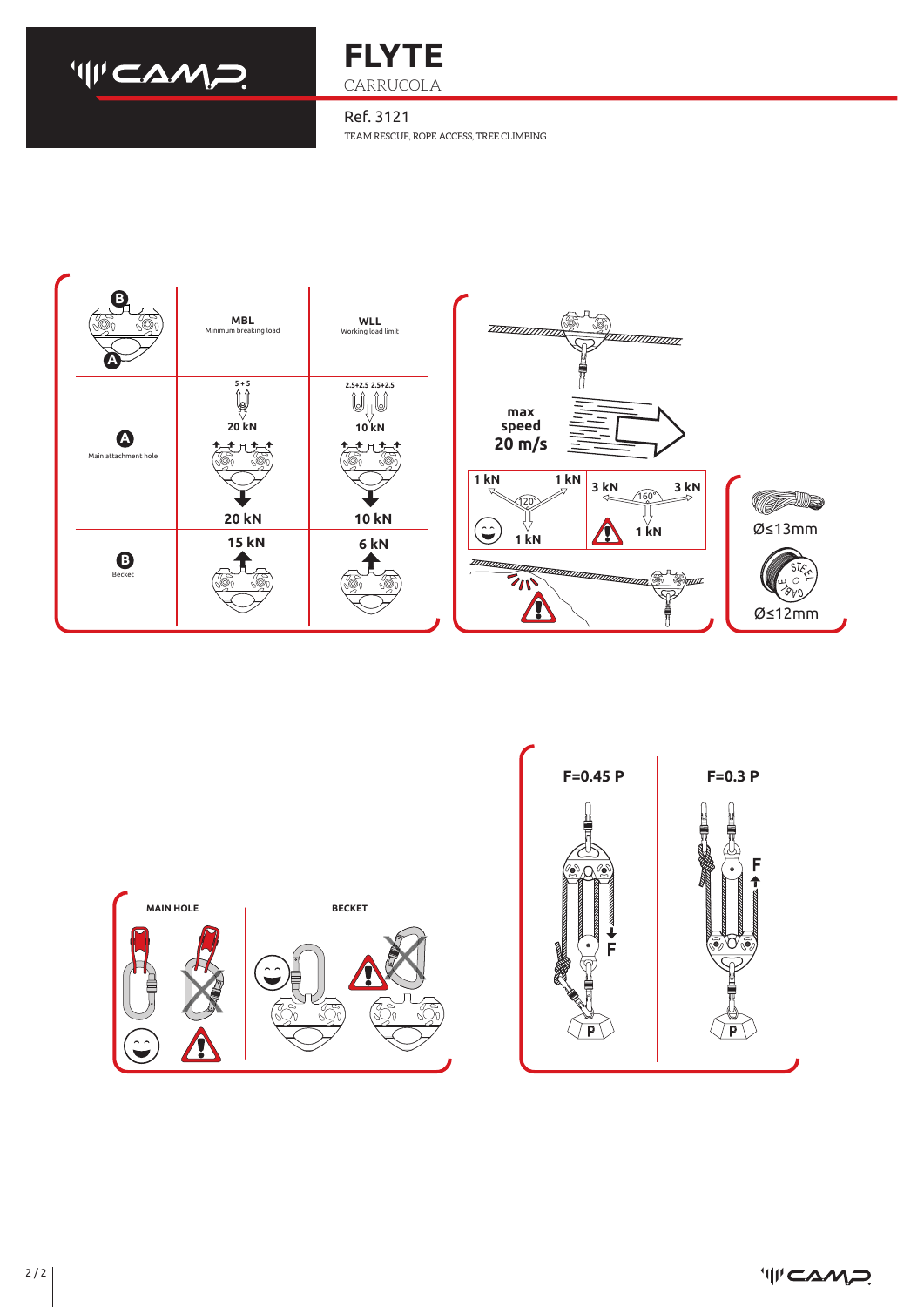# FLYTE

CARRUCOLA

Ref. 3121

TEAM RESCUE, ROPE ACCESS, TREE CLIMBING

| | MBL<br>Minimum breaking load | WLL<br>Working load limit |
|---|---|---|
| A<br>Main attachment hole | 5 + 5<br>20 kN<br>20 kN | 2.5+2.5 2.5+2.5<br>10 kN<br>10 kN |
| B<br>Becket | 15 kN | 6 kN |

max speed 20 m/s

1 kN 1 kN 120° 1 kN

3 kN 3 kN 160° 1 kN

Ø≤13mm

STEEL CABLE

Ø≤12mm

MAIN HOLE

BECKET

F=0.45 P

F=0.3 P

F

P